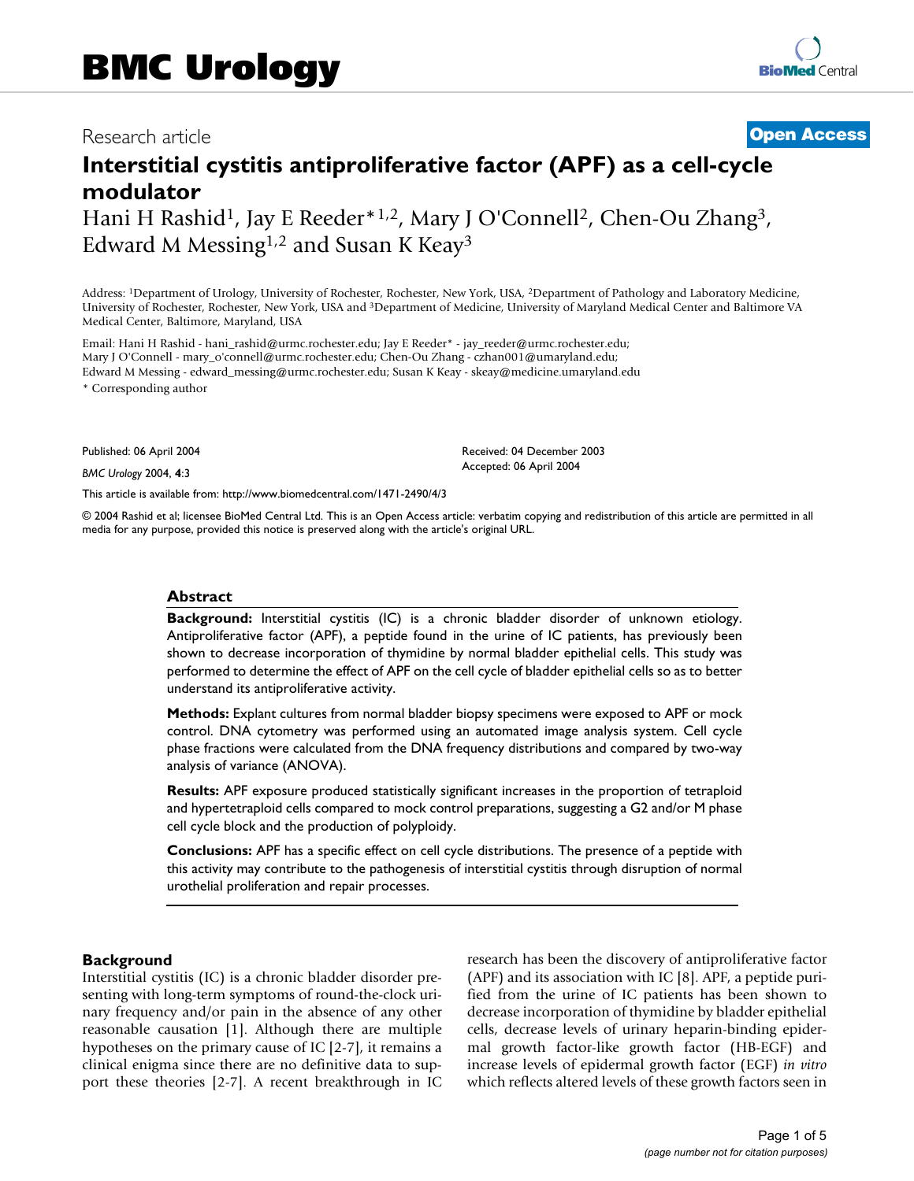BMC Urology

Research article

**Open Access**

# Interstitial cystitis antiproliferative factor (APF) as a cell-cycle modulator

Hani H Rashid[1], Jay E Reeder*[1,2], Mary J O'Connell[2], Chen-Ou Zhang[3], Edward M Messing[1,2] and Susan K Keay[3]

Address: [1]Department of Urology, University of Rochester, Rochester, New York, USA, [2]Department of Pathology and Laboratory Medicine, University of Rochester, Rochester, New York, USA and [3]Department of Medicine, University of Maryland Medical Center and Baltimore VA Medical Center, Baltimore, Maryland, USA

Email: Hani H Rashid - hani_rashid@urmc.rochester.edu; Jay E Reeder* - jay_reeder@urmc.rochester.edu; Mary J O'Connell - mary_o'connell@urmc.rochester.edu; Chen-Ou Zhang - czhan001@umaryland.edu; Edward M Messing - edward_messing@urmc.rochester.edu; Susan K Keay - skeay@medicine.umaryland.edu

* Corresponding author

Published: 06 April 2004

*BMC Urology* 2004, **4**:3

Received: 04 December 2003
Accepted: 06 April 2004

This article is available from: http://www.biomedcentral.com/1471-2490/4/3

© 2004 Rashid et al; licensee BioMed Central Ltd. This is an Open Access article: verbatim copying and redistribution of this article are permitted in all media for any purpose, provided this notice is preserved along with the article's original URL.

## Abstract

**Background:** Interstitial cystitis (IC) is a chronic bladder disorder of unknown etiology. Antiproliferative factor (APF), a peptide found in the urine of IC patients, has previously been shown to decrease incorporation of thymidine by normal bladder epithelial cells. This study was performed to determine the effect of APF on the cell cycle of bladder epithelial cells so as to better understand its antiproliferative activity.

**Methods:** Explant cultures from normal bladder biopsy specimens were exposed to APF or mock control. DNA cytometry was performed using an automated image analysis system. Cell cycle phase fractions were calculated from the DNA frequency distributions and compared by two-way analysis of variance (ANOVA).

**Results:** APF exposure produced statistically significant increases in the proportion of tetraploid and hypertetraploid cells compared to mock control preparations, suggesting a G2 and/or M phase cell cycle block and the production of polyploidy.

**Conclusions:** APF has a specific effect on cell cycle distributions. The presence of a peptide with this activity may contribute to the pathogenesis of interstitial cystitis through disruption of normal urothelial proliferation and repair processes.

## Background

Interstitial cystitis (IC) is a chronic bladder disorder presenting with long-term symptoms of round-the-clock urinary frequency and/or pain in the absence of any other reasonable causation [1]. Although there are multiple hypotheses on the primary cause of IC [2-7], it remains a clinical enigma since there are no definitive data to support these theories [2-7]. A recent breakthrough in IC research has been the discovery of antiproliferative factor (APF) and its association with IC [8]. APF, a peptide purified from the urine of IC patients has been shown to decrease incorporation of thymidine by bladder epithelial cells, decrease levels of urinary heparin-binding epidermal growth factor-like growth factor (HB-EGF) and increase levels of epidermal growth factor (EGF) *in vitro* which reflects altered levels of these growth factors seen in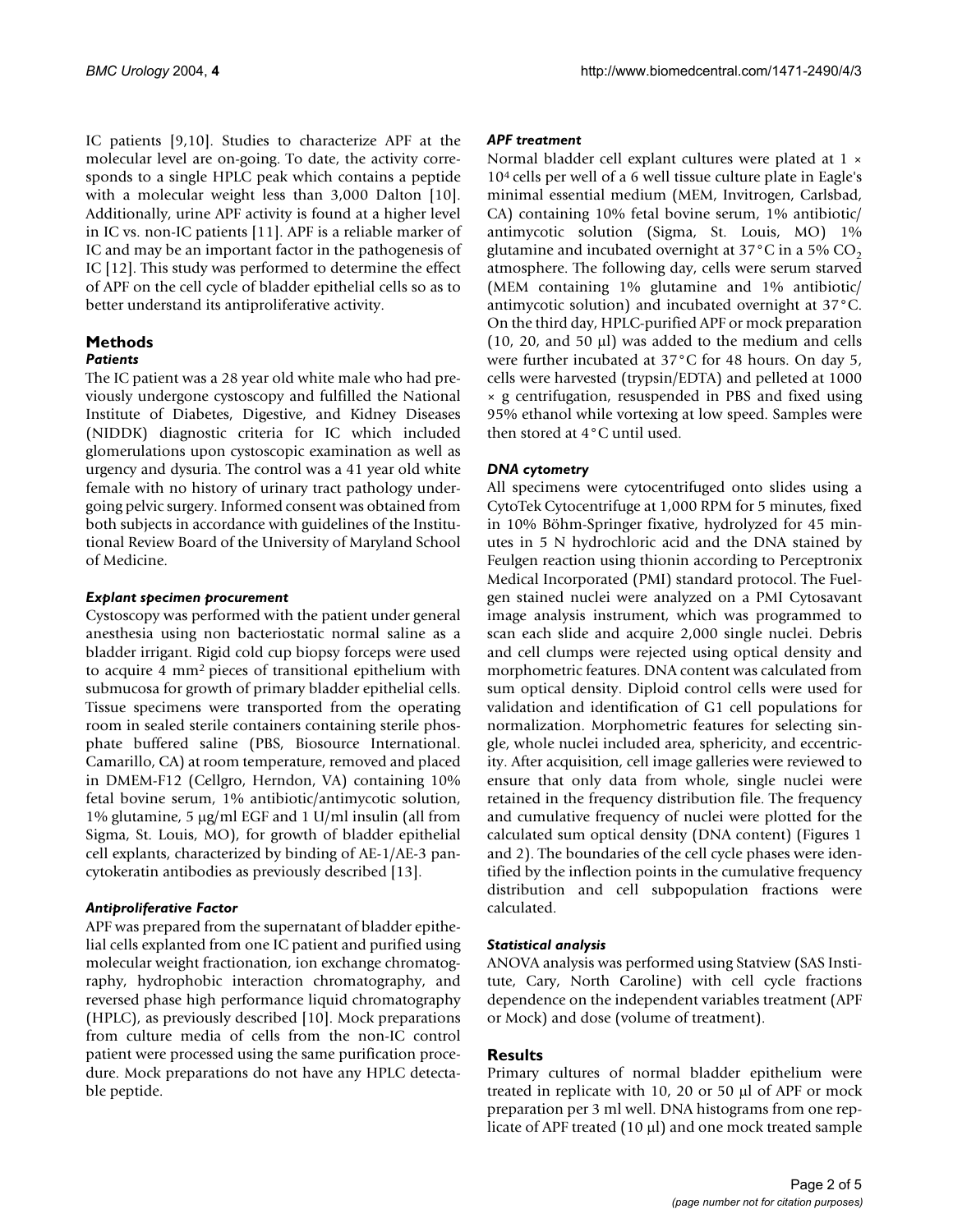IC patients [9,10]. Studies to characterize APF at the molecular level are on-going. To date, the activity corresponds to a single HPLC peak which contains a peptide with a molecular weight less than 3,000 Dalton [10]. Additionally, urine APF activity is found at a higher level in IC vs. non-IC patients [11]. APF is a reliable marker of IC and may be an important factor in the pathogenesis of IC [12]. This study was performed to determine the effect of APF on the cell cycle of bladder epithelial cells so as to better understand its antiproliferative activity.

## Methods

### *Patients*

The IC patient was a 28 year old white male who had previously undergone cystoscopy and fulfilled the National Institute of Diabetes, Digestive, and Kidney Diseases (NIDDK) diagnostic criteria for IC which included glomerulations upon cystoscopic examination as well as urgency and dysuria. The control was a 41 year old white female with no history of urinary tract pathology undergoing pelvic surgery. Informed consent was obtained from both subjects in accordance with guidelines of the Institutional Review Board of the University of Maryland School of Medicine.

### *Explant specimen procurement*

Cystoscopy was performed with the patient under general anesthesia using non bacteriostatic normal saline as a bladder irrigant. Rigid cold cup biopsy forceps were used to acquire 4 $mm^2$ pieces of transitional epithelium with submucosa for growth of primary bladder epithelial cells. Tissue specimens were transported from the operating room in sealed sterile containers containing sterile phosphate buffered saline (PBS, Biosource International. Camarillo, CA) at room temperature, removed and placed in DMEM-F12 (Cellgro, Herndon, VA) containing 10% fetal bovine serum, 1% antibiotic/antimycotic solution, 1% glutamine, 5 μg/ml EGF and 1 U/ml insulin (all from Sigma, St. Louis, MO), for growth of bladder epithelial cell explants, characterized by binding of AE-1/AE-3 pancytokeratin antibodies as previously described [13].

### *Antiproliferative Factor*

APF was prepared from the supernatant of bladder epithelial cells explanted from one IC patient and purified using molecular weight fractionation, ion exchange chromatography, hydrophobic interaction chromatography, and reversed phase high performance liquid chromatography (HPLC), as previously described [10]. Mock preparations from culture media of cells from the non-IC control patient were processed using the same purification procedure. Mock preparations do not have any HPLC detectable peptide.

### *APF treatment*

Normal bladder cell explant cultures were plated at $1 \times 10^4$ cells per well of a 6 well tissue culture plate in Eagle's minimal essential medium (MEM, Invitrogen, Carlsbad, CA) containing 10% fetal bovine serum, 1% antibiotic/antimycotic solution (Sigma, St. Louis, MO) 1% glutamine and incubated overnight at 37°C in a 5% $CO_2$ atmosphere. The following day, cells were serum starved (MEM containing 1% glutamine and 1% antibiotic/antimycotic solution) and incubated overnight at 37°C. On the third day, HPLC-purified APF or mock preparation (10, 20, and 50 μl) was added to the medium and cells were further incubated at 37°C for 48 hours. On day 5, cells were harvested (trypsin/EDTA) and pelleted at 1000 × g centrifugation, resuspended in PBS and fixed using 95% ethanol while vortexing at low speed. Samples were then stored at 4°C until used.

### *DNA cytometry*

All specimens were cytocentrifuged onto slides using a CytoTek Cytocentrifuge at 1,000 RPM for 5 minutes, fixed in 10% Böhm-Springer fixative, hydrolyzed for 45 minutes in 5 N hydrochloric acid and the DNA stained by Feulgen reaction using thionin according to Perceptronix Medical Incorporated (PMI) standard protocol. The Fuelgen stained nuclei were analyzed on a PMI Cytosavant image analysis instrument, which was programmed to scan each slide and acquire 2,000 single nuclei. Debris and cell clumps were rejected using optical density and morphometric features. DNA content was calculated from sum optical density. Diploid control cells were used for validation and identification of G1 cell populations for normalization. Morphometric features for selecting single, whole nuclei included area, sphericity, and eccentricity. After acquisition, cell image galleries were reviewed to ensure that only data from whole, single nuclei were retained in the frequency distribution file. The frequency and cumulative frequency of nuclei were plotted for the calculated sum optical density (DNA content) (Figures 1 and 2). The boundaries of the cell cycle phases were identified by the inflection points in the cumulative frequency distribution and cell subpopulation fractions were calculated.

### *Statistical analysis*

ANOVA analysis was performed using Statview (SAS Institute, Cary, North Caroline) with cell cycle fractions dependence on the independent variables treatment (APF or Mock) and dose (volume of treatment).

## Results

Primary cultures of normal bladder epithelium were treated in replicate with 10, 20 or 50 μl of APF or mock preparation per 3 ml well. DNA histograms from one replicate of APF treated (10 μl) and one mock treated sample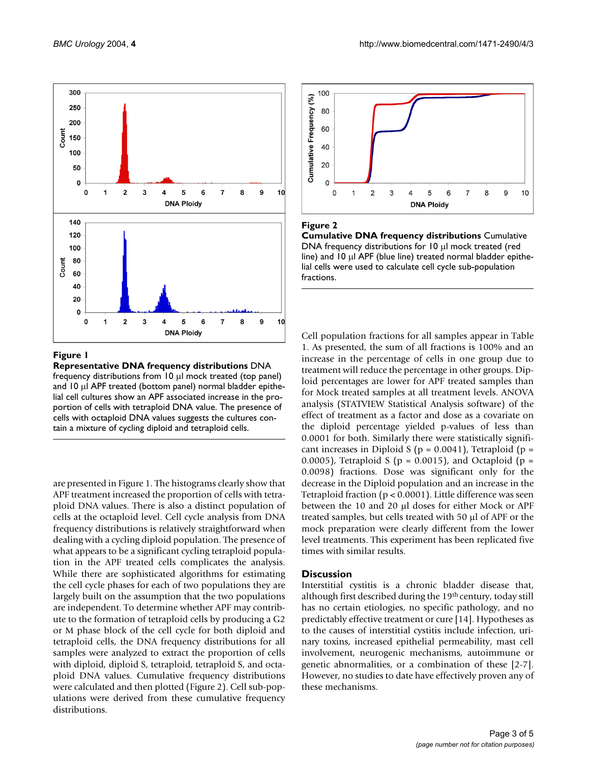**Figure 1**

**Representative DNA frequency distributions** DNA frequency distributions from 10 µl mock treated (top panel) and 10 µl APF treated (bottom panel) normal bladder epithelial cell cultures show an APF associated increase in the proportion of cells with tetraploid DNA value. The presence of cells with octaploid DNA values suggests the cultures contain a mixture of cycling diploid and tetraploid cells.

are presented in Figure 1. The histograms clearly show that APF treatment increased the proportion of cells with tetraploid DNA values. There is also a distinct population of cells at the octaploid level. Cell cycle analysis from DNA frequency distributions is relatively straightforward when dealing with a cycling diploid population. The presence of what appears to be a significant cycling tetraploid population in the APF treated cells complicates the analysis. While there are sophisticated algorithms for estimating the cell cycle phases for each of two populations they are largely built on the assumption that the two populations are independent. To determine whether APF may contribute to the formation of tetraploid cells by producing a G2 or M phase block of the cell cycle for both diploid and tetraploid cells, the DNA frequency distributions for all samples were analyzed to extract the proportion of cells with diploid, diploid S, tetraploid, tetraploid S, and octaploid DNA values. Cumulative frequency distributions were calculated and then plotted (Figure 2). Cell sub-populations were derived from these cumulative frequency distributions.

**Figure 2**

**Cumulative DNA frequency distributions** Cumulative DNA frequency distributions for 10 µl mock treated (red line) and 10 µl APF (blue line) treated normal bladder epithelial cells were used to calculate cell cycle sub-population fractions.

Cell population fractions for all samples appear in Table 1. As presented, the sum of all fractions is 100% and an increase in the percentage of cells in one group due to treatment will reduce the percentage in other groups. Diploid percentages are lower for APF treated samples than for Mock treated samples at all treatment levels. ANOVA analysis (STATVIEW Statistical Analysis software) of the effect of treatment as a factor and dose as a covariate on the diploid percentage yielded p-values of less than 0.0001 for both. Similarly there were statistically significant increases in Diploid S ($p = 0.0041$), Tetraploid ($p = 0.0005$), Tetraploid S ($p = 0.0015$), and Octaploid ($p = 0.0098$) fractions. Dose was significant only for the decrease in the Diploid population and an increase in the Tetraploid fraction ($p < 0.0001$). Little difference was seen between the 10 and 20 µl doses for either Mock or APF treated samples, but cells treated with 50 µl of APF or the mock preparation were clearly different from the lower level treatments. This experiment has been replicated five times with similar results.

## Discussion

Interstitial cystitis is a chronic bladder disease that, although first described during the 19th century, today still has no certain etiologies, no specific pathology, and no predictably effective treatment or cure [14]. Hypotheses as to the causes of interstitial cystitis include infection, urinary toxins, increased epithelial permeability, mast cell involvement, neurogenic mechanisms, autoimmune or genetic abnormalities, or a combination of these [2-7]. However, no studies to date have effectively proven any of these mechanisms.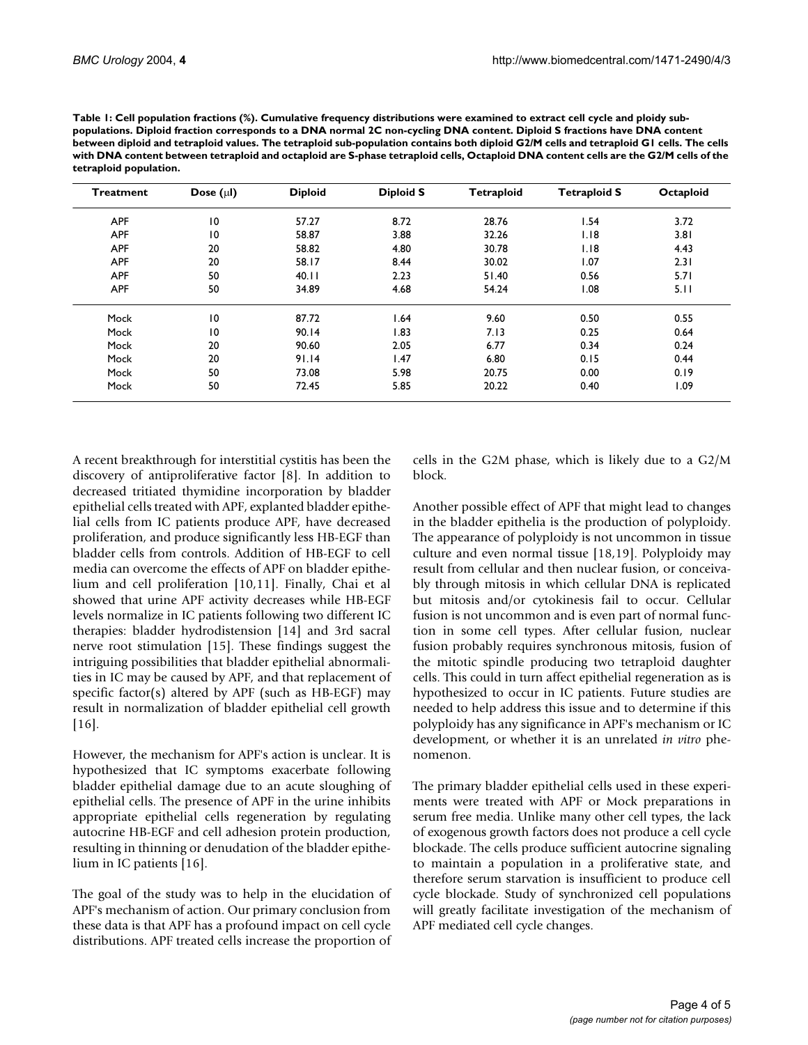**Table 1: Cell population fractions (%). Cumulative frequency distributions were examined to extract cell cycle and ploidy sub-populations. Diploid fraction corresponds to a DNA normal 2C non-cycling DNA content. Diploid S fractions have DNA content between diploid and tetraploid values. The tetraploid sub-population contains both diploid G2/M cells and tetraploid G1 cells. The cells with DNA content between tetraploid and octaploid are S-phase tetraploid cells, Octaploid DNA content cells are the G2/M cells of the tetraploid population.**

| Treatment | Dose (μl) | Diploid | Diploid S | Tetraploid | Tetraploid S | Octaploid |
|---|---|---|---|---|---|---|
| APF | 10 | 57.27 | 8.72 | 28.76 | 1.54 | 3.72 |
| APF | 10 | 58.87 | 3.88 | 32.26 | 1.18 | 3.81 |
| APF | 20 | 58.82 | 4.80 | 30.78 | 1.18 | 4.43 |
| APF | 20 | 58.17 | 8.44 | 30.02 | 1.07 | 2.31 |
| APF | 50 | 40.11 | 2.23 | 51.40 | 0.56 | 5.71 |
| APF | 50 | 34.89 | 4.68 | 54.24 | 1.08 | 5.11 |
| Mock | 10 | 87.72 | 1.64 | 9.60 | 0.50 | 0.55 |
| Mock | 10 | 90.14 | 1.83 | 7.13 | 0.25 | 0.64 |
| Mock | 20 | 90.60 | 2.05 | 6.77 | 0.34 | 0.24 |
| Mock | 20 | 91.14 | 1.47 | 6.80 | 0.15 | 0.44 |
| Mock | 50 | 73.08 | 5.98 | 20.75 | 0.00 | 0.19 |
| Mock | 50 | 72.45 | 5.85 | 20.22 | 0.40 | 1.09 |

A recent breakthrough for interstitial cystitis has been the discovery of antiproliferative factor [8]. In addition to decreased tritiated thymidine incorporation by bladder epithelial cells treated with APF, explanted bladder epithelial cells from IC patients produce APF, have decreased proliferation, and produce significantly less HB-EGF than bladder cells from controls. Addition of HB-EGF to cell media can overcome the effects of APF on bladder epithelium and cell proliferation [10,11]. Finally, Chai et al showed that urine APF activity decreases while HB-EGF levels normalize in IC patients following two different IC therapies: bladder hydrodistension [14] and 3rd sacral nerve root stimulation [15]. These findings suggest the intriguing possibilities that bladder epithelial abnormalities in IC may be caused by APF, and that replacement of specific factor(s) altered by APF (such as HB-EGF) may result in normalization of bladder epithelial cell growth [16].

However, the mechanism for APF's action is unclear. It is hypothesized that IC symptoms exacerbate following bladder epithelial damage due to an acute sloughing of epithelial cells. The presence of APF in the urine inhibits appropriate epithelial cells regeneration by regulating autocrine HB-EGF and cell adhesion protein production, resulting in thinning or denudation of the bladder epithelium in IC patients [16].

The goal of the study was to help in the elucidation of APF's mechanism of action. Our primary conclusion from these data is that APF has a profound impact on cell cycle distributions. APF treated cells increase the proportion of cells in the G2M phase, which is likely due to a G2/M block.

Another possible effect of APF that might lead to changes in the bladder epithelia is the production of polyploidy. The appearance of polyploidy is not uncommon in tissue culture and even normal tissue [18,19]. Polyploidy may result from cellular and then nuclear fusion, or conceivably through mitosis in which cellular DNA is replicated but mitosis and/or cytokinesis fail to occur. Cellular fusion is not uncommon and is even part of normal function in some cell types. After cellular fusion, nuclear fusion probably requires synchronous mitosis, fusion of the mitotic spindle producing two tetraploid daughter cells. This could in turn affect epithelial regeneration as is hypothesized to occur in IC patients. Future studies are needed to help address this issue and to determine if this polyploidy has any significance in APF's mechanism or IC development, or whether it is an unrelated *in vitro* phenomenon.

The primary bladder epithelial cells used in these experiments were treated with APF or Mock preparations in serum free media. Unlike many other cell types, the lack of exogenous growth factors does not produce a cell cycle blockade. The cells produce sufficient autocrine signaling to maintain a population in a proliferative state, and therefore serum starvation is insufficient to produce cell cycle blockade. Study of synchronized cell populations will greatly facilitate investigation of the mechanism of APF mediated cell cycle changes.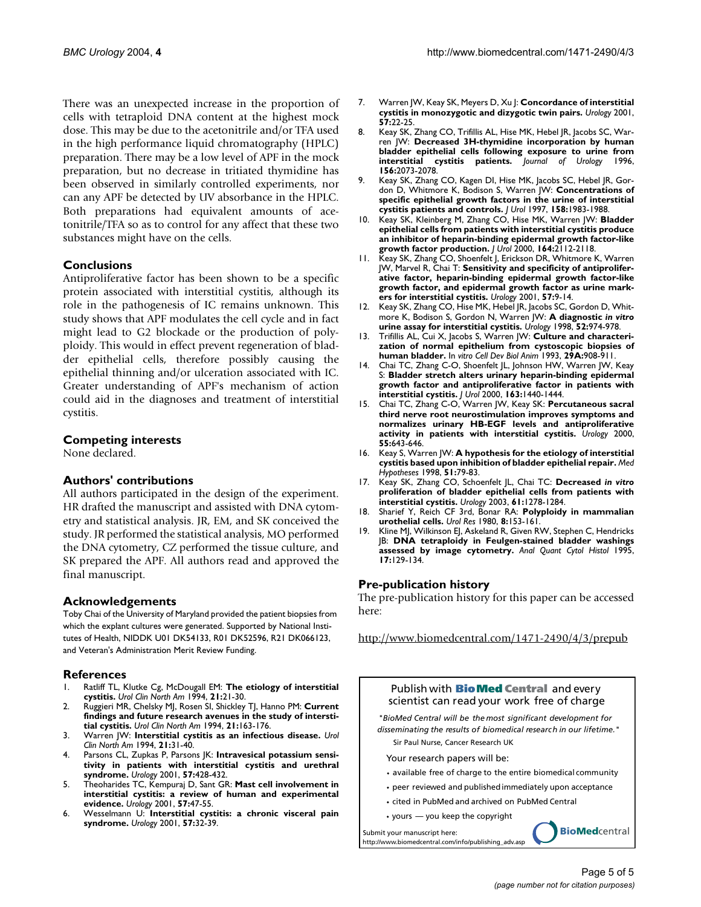There was an unexpected increase in the proportion of cells with tetraploid DNA content at the highest mock dose. This may be due to the acetonitrile and/or TFA used in the high performance liquid chromatography (HPLC) preparation. There may be a low level of APF in the mock preparation, but no decrease in tritiated thymidine has been observed in similarly controlled experiments, nor can any APF be detected by UV absorbance in the HPLC. Both preparations had equivalent amounts of acetonitrile/TFA so as to control for any affect that these two substances might have on the cells.

## Conclusions

Antiproliferative factor has been shown to be a specific protein associated with interstitial cystitis, although its role in the pathogenesis of IC remains unknown. This study shows that APF modulates the cell cycle and in fact might lead to G2 blockade or the production of polyploidy. This would in effect prevent regeneration of bladder epithelial cells, therefore possibly causing the epithelial thinning and/or ulceration associated with IC. Greater understanding of APF's mechanism of action could aid in the diagnoses and treatment of interstitial cystitis.

## Competing interests

None declared.

## Authors' contributions

All authors participated in the design of the experiment. HR drafted the manuscript and assisted with DNA cytometry and statistical analysis. JR, EM, and SK conceived the study. JR performed the statistical analysis, MO performed the DNA cytometry, CZ performed the tissue culture, and SK prepared the APF. All authors read and approved the final manuscript.

## Acknowledgements

Toby Chai of the University of Maryland provided the patient biopsies from which the explant cultures were generated. Supported by National Institutes of Health, NIDDK U01 DK54133, R01 DK52596, R21 DK066123, and Veteran's Administration Merit Review Funding.

## References

1. Ratliff TL, Klutke Cg, McDougall EM: **The etiology of interstitial cystitis.** *Urol Clin North Am* 1994, **21:**21-30.
2. Ruggieri MR, Chelsky MJ, Rosen SI, Shickley TJ, Hanno PM: **Current findings and future research avenues in the study of interstitial cystitis.** *Urol Clin North Am* 1994, **21:**163-176.
3. Warren JW: **Interstitial cystitis as an infectious disease.** *Urol Clin North Am* 1994, **21:**31-40.
4. Parsons CL, Zupkas P, Parsons JK: **Intravesical potassium sensitivity in patients with interstitial cystitis and urethral syndrome.** *Urology* 2001, **57:**428-432.
5. Theoharides TC, Kempuraj D, Sant GR: **Mast cell involvement in interstitial cystitis: a review of human and experimental evidence.** *Urology* 2001, **57:**47-55.
6. Wesselmann U: **Interstitial cystitis: a chronic visceral pain syndrome.** *Urology* 2001, **57:**32-39.
7. Warren JW, Keay SK, Meyers D, Xu J: **Concordance of interstitial cystitis in monozygotic and dizygotic twin pairs.** *Urology* 2001, **57:**22-25.
8. Keay SK, Zhang CO, Trifillis AL, Hise MK, Hebel JR, Jacobs SC, Warren JW: **Decreased 3H-thymidine incorporation by human bladder epithelial cells following exposure to urine from interstitial cystitis patients.** *Journal of Urology* 1996, **156:**2073-2078.
9. Keay SK, Zhang CO, Kagen DI, Hise MK, Jacobs SC, Hebel JR, Gordon D, Whitmore K, Bodison S, Warren JW: **Concentrations of specific epithelial growth factors in the urine of interstitial cystitis patients and controls.** *J Urol* 1997, **158:**1983-1988.
10. Keay SK, Kleinberg M, Zhang CO, Hise MK, Warren JW: **Bladder epithelial cells from patients with interstitial cystitis produce an inhibitor of heparin-binding epidermal growth factor-like growth factor production.** *J Urol* 2000, **164:**2112-2118.
11. Keay SK, Zhang CO, Shoenfelt J, Erickson DR, Whitmore K, Warren JW, Marvel R, Chai T: **Sensitivity and specificity of antiproliferative factor, heparin-binding epidermal growth factor-like growth factor, and epidermal growth factor as urine markers for interstitial cystitis.** *Urology* 2001, **57:**9-14.
12. Keay SK, Zhang CO, Hise MK, Hebel JR, Jacobs SC, Gordon D, Whitmore K, Bodison S, Gordon N, Warren JW: **A diagnostic *in vitro* urine assay for interstitial cystitis.** *Urology* 1998, **52:**974-978.
13. Trifillis AL, Cui X, Jacobs S, Warren JW: **Culture and characterization of normal epithelium from cystoscopic biopsies of human bladder.** In *vitro Cell Dev Biol Anim* 1993, **29A:**908-911.
14. Chai TC, Zhang C-O, Shoenfelt JL, Johnson HW, Warren JW, Keay S: **Bladder stretch alters urinary heparin-binding epidermal growth factor and antiproliferative factor in patients with interstitial cystitis.** *J Urol* 2000, **163:**1440-1444.
15. Chai TC, Zhang C-O, Warren JW, Keay SK: **Percutaneous sacral third nerve root neurostimulation improves symptoms and normalizes urinary HB-EGF levels and antiproliferative activity in patients with interstitial cystitis.** *Urology* 2000, **55:**643-646.
16. Keay S, Warren JW: **A hypothesis for the etiology of interstitial cystitis based upon inhibition of bladder epithelial repair.** *Med Hypotheses* 1998, **51:**79-83.
17. Keay SK, Zhang CO, Schoenfelt JL, Chai TC: **Decreased *in vitro* proliferation of bladder epithelial cells from patients with interstitial cystitis.** *Urology* 2003, **61:**1278-1284.
18. Sharief Y, Reich CF 3rd, Bonar RA: **Polyploidy in mammalian urothelial cells.** *Urol Res* 1980, **8:**153-161.
19. Kline MJ, Wilkinson EJ, Askeland R, Given RW, Stephen C, Hendricks JB: **DNA tetraploidy in Feulgen-stained bladder washings assessed by image cytometry.** *Anal Quant Cytol Histol* 1995, **17:**129-134.

## Pre-publication history

The pre-publication history for this paper can be accessed here:

http://www.biomedcentral.com/1471-2490/4/3/prepub

Publish with **BioMed Central** and every scientist can read your work free of charge

*"BioMed Central will be the most significant development for disseminating the results of biomedical research in our lifetime."*
Sir Paul Nurse, Cancer Research UK

Your research papers will be:

- available free of charge to the entire biomedical community
- peer reviewed and published immediately upon acceptance
- cited in PubMed and archived on PubMed Central
- yours — you keep the copyright

Submit your manuscript here:
http://www.biomedcentral.com/info/publishing_adv.asp

BioMedcentral